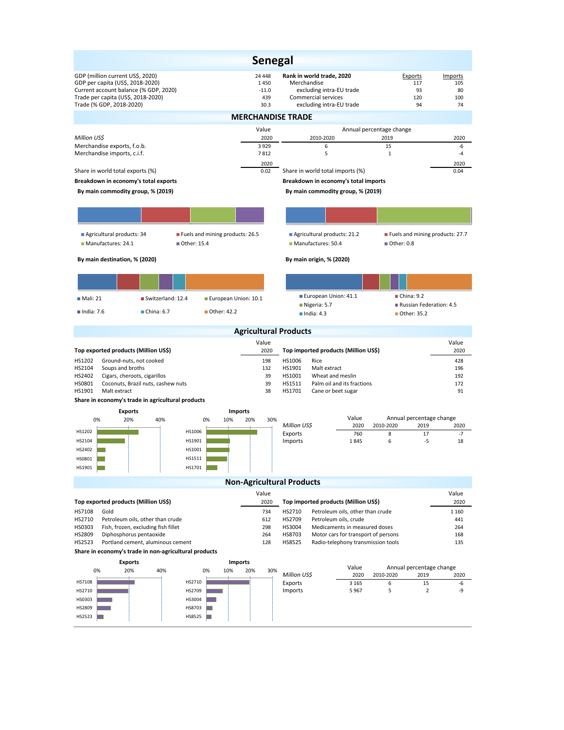# Senegal

| | | Rank in world trade, 2020 | Exports | Imports |
|---|---|---|---|---|
| GDP (million current US$, 2020) | 24 448 | Merchandise | 117 | 105 |
| GDP per capita (US$, 2018-2020) | 1 450 | excluding intra-EU trade | 93 | 80 |
| Current account balance (% GDP, 2020) | -11.0 | Commercial services | 120 | 100 |
| Trade per capita (US$, 2018-2020) | 439 | excluding intra-EU trade | 94 | 74 |
| Trade (% GDP, 2018-2020) | 30.3 | | | |

## MERCHANDISE TRADE

| *Million US$* | Value 2020 | Annual percentage change 2010-2020 | 2019 | 2020 |
|---|---|---|---|---|
| Merchandise exports, f.o.b. | 3 929 | 6 | 15 | -6 |
| Merchandise imports, c.i.f. | 7 812 | 5 | 1 | -4 |

| | 2020 | | 2020 |
|---|---|---|---|
| Share in world total exports (%) | 0.02 | Share in world total imports (%) | 0.04 |

**Breakdown in economy's total exports**

**By main commodity group, % (2019)**

- Agricultural products: 34
- Fuels and mining products: 26.5
- Manufactures: 24.1
- Other: 15.4

**By main destination, % (2020)**

- Mali: 21
- Switzerland: 12.4
- European Union: 10.1
- India: 7.6
- China: 6.7
- Other: 42.2

**Breakdown in economy's total imports**

**By main commodity group, % (2019)**

- Agricultural products: 21.2
- Fuels and mining products: 27.7
- Manufactures: 50.4
- Other: 0.8

**By main origin, % (2020)**

- European Union: 41.1
- China: 9.2
- Nigeria: 5.7
- Russian Federation: 4.5
- India: 4.3
- Other: 35.2

## Agricultural Products

| Top exported products (Million US$) | | Value 2020 |
|---|---|---|
| HS1202 | Ground-nuts, not cooked | 198 |
| HS2104 | Soups and broths | 132 |
| HS2402 | Cigars, cheroots, cigarillos | 39 |
| HS0801 | Coconuts, Brazil nuts, cashew nuts | 39 |
| HS1901 | Malt extract | 38 |

| Top imported products (Million US$) | | Value 2020 |
|---|---|---|
| HS1006 | Rice | 428 |
| HS1901 | Malt extract | 196 |
| HS1001 | Wheat and meslin | 192 |
| HS1511 | Palm oil and its fractions | 172 |
| HS1701 | Cane or beet sugar | 91 |

**Share in economy's trade in agricultural products**

| *Million US$* | Value 2020 | Annual percentage change 2010-2020 | 2019 | 2020 |
|---|---|---|---|---|
| Exports | 760 | 8 | 17 | -7 |
| Imports | 1 845 | 6 | -5 | 18 |

## Non-Agricultural Products

| Top exported products (Million US$) | | Value 2020 |
|---|---|---|
| HS7108 | Gold | 734 |
| HS2710 | Petroleum oils, other than crude | 612 |
| HS0303 | Fish, frozen, excluding fish fillet | 298 |
| HS2809 | Diphosphorus pentaoxide | 264 |
| HS2523 | Portland cement, aluminous cement | 128 |

| Top imported products (Million US$) | | Value 2020 |
|---|---|---|
| HS2710 | Petroleum oils, other than crude | 1 160 |
| HS2709 | Petroleum oils, crude | 441 |
| HS3004 | Medicaments in measured doses | 264 |
| HS8703 | Motor cars for transport of persons | 168 |
| HS8525 | Radio-telephony transmission tools | 135 |

**Share in economy's trade in non-agricultural products**

| *Million US$* | Value 2020 | Annual percentage change 2010-2020 | 2019 | 2020 |
|---|---|---|---|---|
| Exports | 3 165 | 6 | 15 | -6 |
| Imports | 5 967 | 5 | 2 | -9 |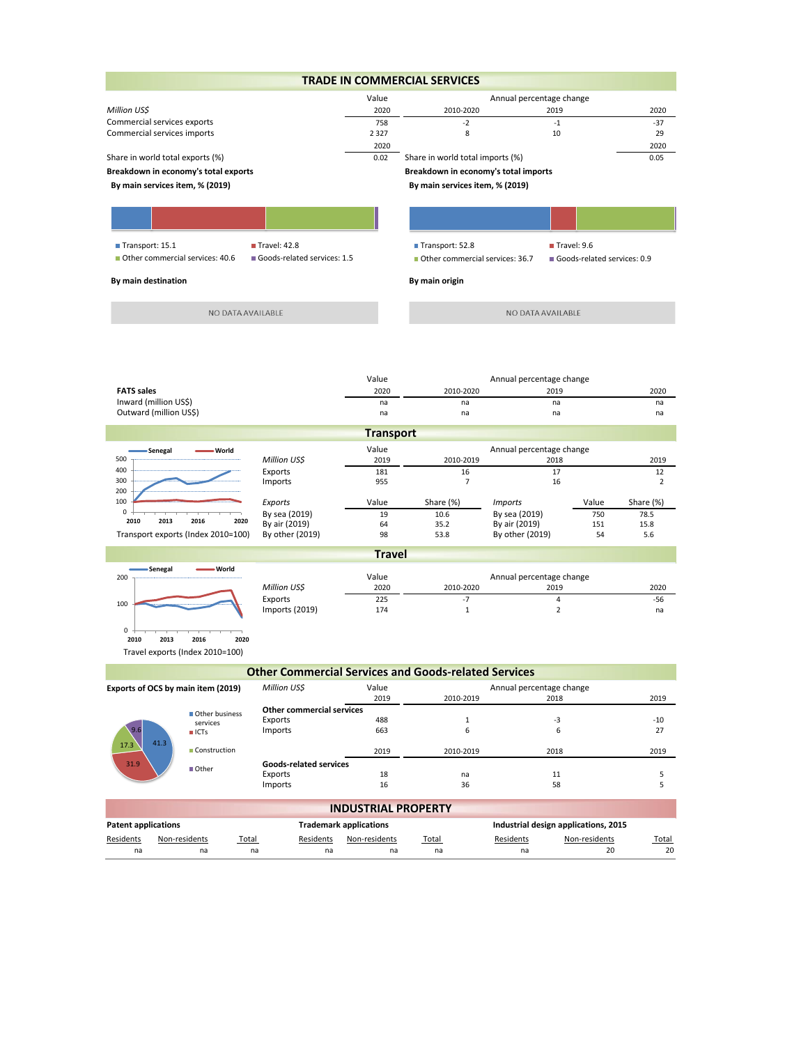## TRADE IN COMMERCIAL SERVICES

| Million US$ | Value 2020 | Annual percentage change 2010-2020 | 2019 | 2020 |
|---|---|---|---|---|
| Commercial services exports | 758 | -2 | -1 | -37 |
| Commercial services imports | 2 327 | 8 | 10 | 29 |

| | 2020 | | 2020 |
|---|---|---|---|
| Share in world total exports (%) | 0.02 | Share in world total imports (%) | 0.05 |

**Breakdown in economy's total exports**

**By main services item, % (2019)**

Transport: 15.1
Travel: 42.8
Other commercial services: 40.6
Goods-related services: 1.5

**Breakdown in economy's total imports**

**By main services item, % (2019)**

Transport: 52.8
Travel: 9.6
Other commercial services: 36.7
Goods-related services: 0.9

**By main destination**

NO DATA AVAILABLE

**By main origin**

NO DATA AVAILABLE

| **FATS sales** | Value 2020 | Annual percentage change 2010-2020 | 2019 | 2020 |
|---|---|---|---|---|
| Inward (million US$) | na | na | na | na |
| Outward (million US$) | na | na | na | na |

## Transport

Senegal
World
500
400
300
200
100
0
2010
2013
2016
2020
Transport exports (Index 2010=100)

| Million US$ | Value 2019 | Annual percentage change 2010-2019 | 2018 | 2019 |
|---|---|---|---|---|
| Exports | 181 | 16 | 17 | 12 |
| Imports | 955 | 7 | 16 | 2 |

| Exports | Value | Share (%) | Imports | Value | Share (%) |
|---|---|---|---|---|---|
| By sea (2019) | 19 | 10.6 | By sea (2019) | 750 | 78.5 |
| By air (2019) | 64 | 35.2 | By air (2019) | 151 | 15.8 |
| By other (2019) | 98 | 53.8 | By other (2019) | 54 | 5.6 |

## Travel

Senegal
World
200
100
0
2010
2013
2016
2020
Travel exports (Index 2010=100)

| Million US$ | Value 2020 | Annual percentage change 2010-2020 | 2019 | 2020 |
|---|---|---|---|---|
| Exports | 225 | -7 | 4 | -56 |
| Imports (2019) | 174 | 1 | 2 | na |

## Other Commercial Services and Goods-related Services

**Exports of OCS by main item (2019)**

Other business services
ICTs
Construction
Other
41.3
31.9
17.3
9.6

| Million US$ | Value 2019 | Annual percentage change 2010-2019 | 2018 | 2019 |
|---|---|---|---|---|
| **Other commercial services** | | | | |
| Exports | 488 | 1 | -3 | -10 |
| Imports | 663 | 6 | 6 | 27 |
| | 2019 | 2010-2019 | 2018 | 2019 |
| **Goods-related services** | | | | |
| Exports | 18 | na | 11 | 5 |
| Imports | 16 | 36 | 58 | 5 |

## INDUSTRIAL PROPERTY

| Patent applications | | | Trademark applications | | | Industrial design applications, 2015 | | |
|---|---|---|---|---|---|---|---|---|
| Residents | Non-residents | Total | Residents | Non-residents | Total | Residents | Non-residents | Total |
| na | na | na | na | na | na | na | 20 | 20 |